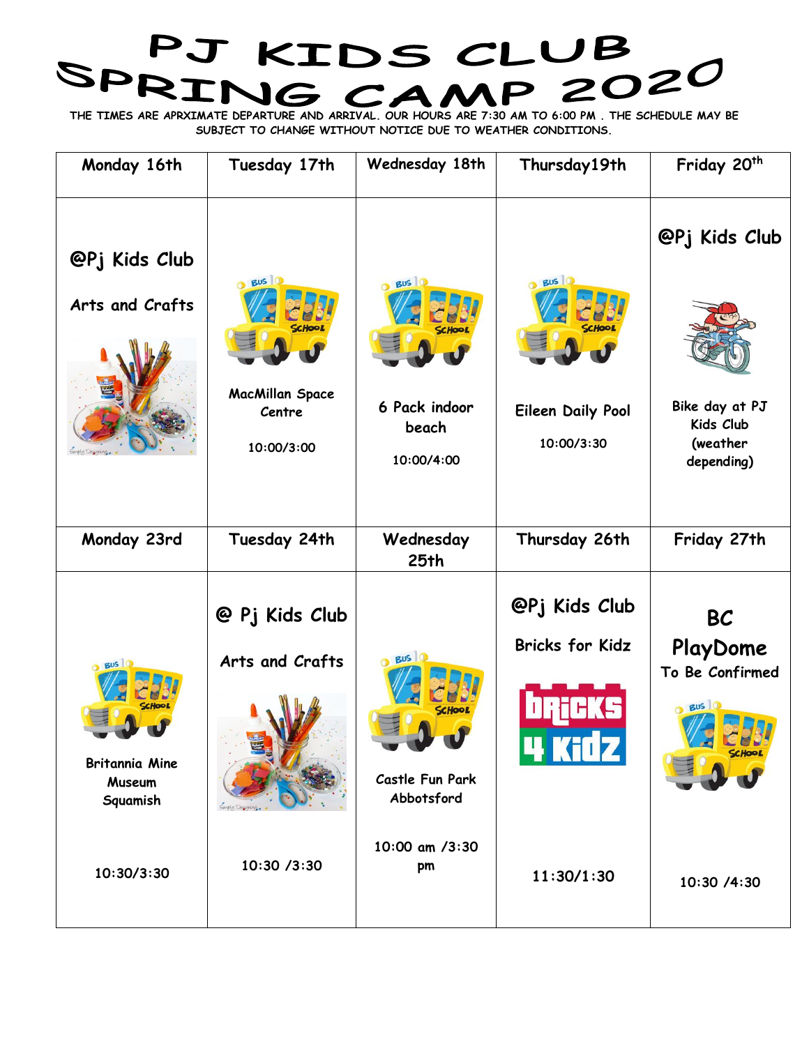# PJ KIDS CLUB SPRING CAMP 2020

THE TIMES ARE APRXIMATE DEPARTURE AND ARRIVAL. OUR HOURS ARE 7:30 AM TO 6:00 PM . THE SCHEDULE MAY BE SUBJECT TO CHANGE WITHOUT NOTICE DUE TO WEATHER CONDITIONS.

| Monday 16th | Tuesday 17th | Wednesday 18th | Thursday19th | Friday 20th |
|---|---|---|---|---|
| @Pj Kids Club<br>Arts and Crafts | MacMillan Space Centre<br>10:00/3:00 | 6 Pack indoor beach<br>10:00/4:00 | Eileen Daily Pool<br>10:00/3:30 | @Pj Kids Club<br>Bike day at PJ Kids Club (weather depending) |
| **Monday 23rd** | **Tuesday 24th** | **Wednesday 25th** | **Thursday 26th** | **Friday 27th** |
| Britannia Mine Museum Squamish<br>10:30/3:30 | @ Pj Kids Club<br>Arts and Crafts<br>10:30 /3:30 | Castle Fun Park Abbotsford<br>10:00 am /3:30 pm | @Pj Kids Club<br>Bricks for Kidz<br>11:30/1:30 | BC PlayDome<br>To Be Confirmed<br>10:30 /4:30 |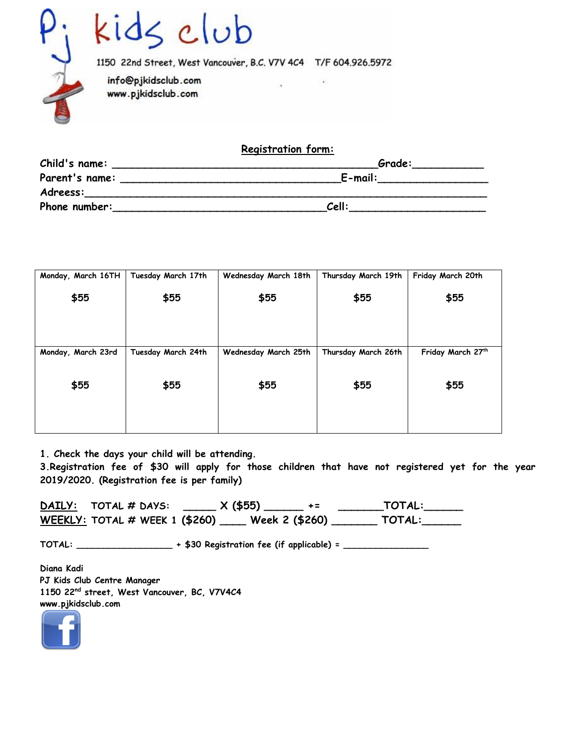# PJ kids club

1150 22nd Street, West Vancouver, B.C. V7V 4C4 T/F 604.926.5972

info@pjkidsclub.com
www.pjkidsclub.com

**Registration form:**

**Child's name:** ________________________________________**Grade:**__________
**Parent's name:** _________________________________**E-mail:**_______________
**Adress:**__________________________________________________________________
**Phone number:**________________________________**Cell:**____________________

| | | | | |
|---|---|---|---|---|
| Monday, March 16TH<br><br>$55 | Tuesday March 17th<br><br>$55 | Wednesday March 18th<br><br>$55 | Thursday March 19th<br><br>$55 | Friday March 20th<br><br>$55 |
| Monday, March 23rd<br><br>$55 | Tuesday March 24th<br><br>$55 | Wednesday March 25th<br><br>$55 | Thursday March 26th<br><br>$55 | Friday March 27th<br><br>$55 |

1. Check the days your child will be attending.
3.Registration fee of $30 will apply for those children that have not registered yet for the year 2019/2020. (Registration fee is per family)

**DAILY:** TOTAL # DAYS: _____ X ($55) ______ += _______TOTAL:______
**WEEKLY:** TOTAL # WEEK 1 ($260) ____ Week 2 ($260) _______ TOTAL:______

TOTAL: _________________ + $30 Registration fee (if applicable) = _______________

**Diana Kadi**
**PJ Kids Club Centre Manager**
**1150 22nd street, West Vancouver, BC, V7V4C4**
**www.pjkidsclub.com**